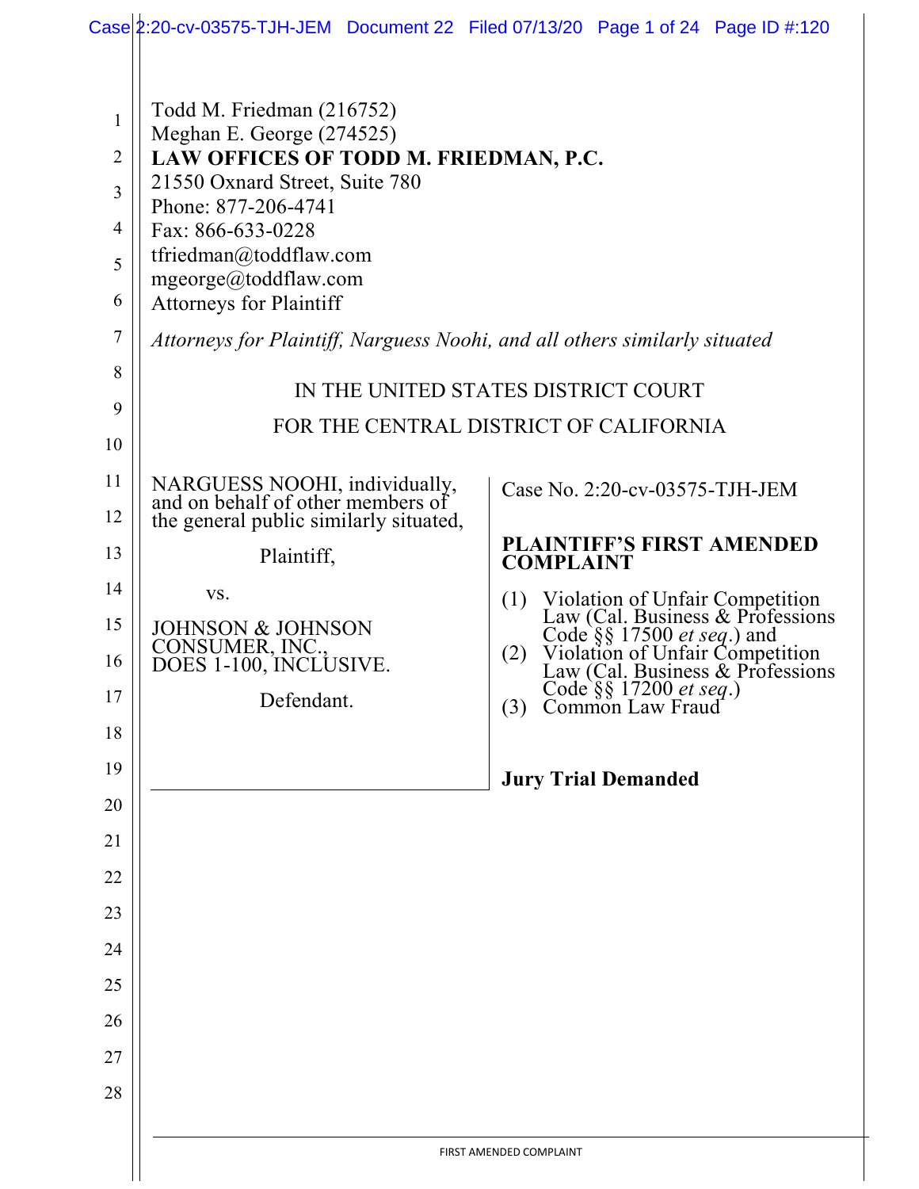Todd M. Friedman (216752)
Meghan E. George (274525)
**LAW OFFICES OF TODD M. FRIEDMAN, P.C.**
21550 Oxnard Street, Suite 780
Phone: 877-206-4741
Fax: 866-633-0228
tfriedman@toddflaw.com
mgeorge@toddflaw.com
Attorneys for Plaintiff

*Attorneys for Plaintiff, Narguess Noohi, and all others similarly situated*

IN THE UNITED STATES DISTRICT COURT
FOR THE CENTRAL DISTRICT OF CALIFORNIA

NARGUESS NOOHI, individually, and on behalf of other members of the general public similarly situated,

Plaintiff,

vs.

JOHNSON & JOHNSON CONSUMER, INC., DOES 1-100, INCLUSIVE.

Defendant.

Case No. 2:20-cv-03575-TJH-JEM

**PLAINTIFF'S FIRST AMENDED COMPLAINT**

(1) Violation of Unfair Competition Law (Cal. Business & Professions Code §§ 17500 *et seq*.) and
(2) Violation of Unfair Competition Law (Cal. Business & Professions Code §§ 17200 *et seq*.)
(3) Common Law Fraud

**Jury Trial Demanded**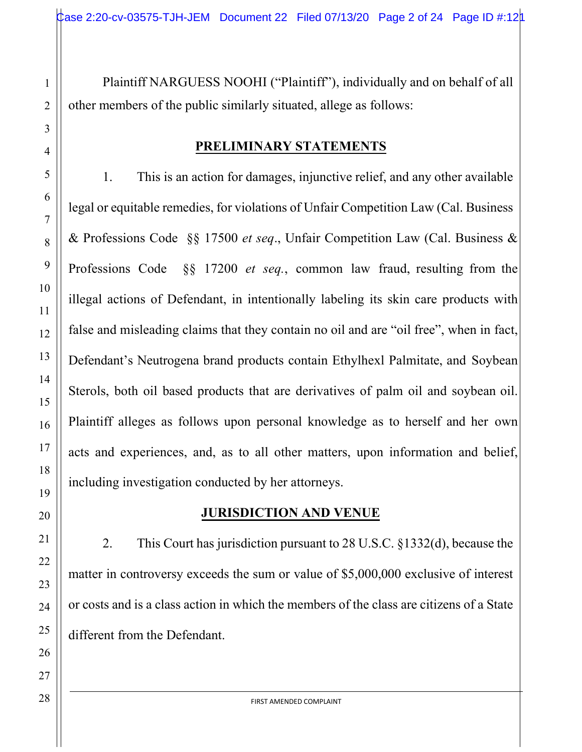Plaintiff NARGUESS NOOHI ("Plaintiff"), individually and on behalf of all other members of the public similarly situated, allege as follows:

## PRELIMINARY STATEMENTS

1. This is an action for damages, injunctive relief, and any other available legal or equitable remedies, for violations of Unfair Competition Law (Cal. Business & Professions Code §§ 17500 *et seq*., Unfair Competition Law (Cal. Business & Professions Code §§ 17200 *et seq.*, common law fraud, resulting from the illegal actions of Defendant, in intentionally labeling its skin care products with false and misleading claims that they contain no oil and are "oil free", when in fact, Defendant's Neutrogena brand products contain Ethylhexl Palmitate, and Soybean Sterols, both oil based products that are derivatives of palm oil and soybean oil. Plaintiff alleges as follows upon personal knowledge as to herself and her own acts and experiences, and, as to all other matters, upon information and belief, including investigation conducted by her attorneys.

## JURISDICTION AND VENUE

2. This Court has jurisdiction pursuant to 28 U.S.C. §1332(d), because the matter in controversy exceeds the sum or value of $5,000,000 exclusive of interest or costs and is a class action in which the members of the class are citizens of a State different from the Defendant.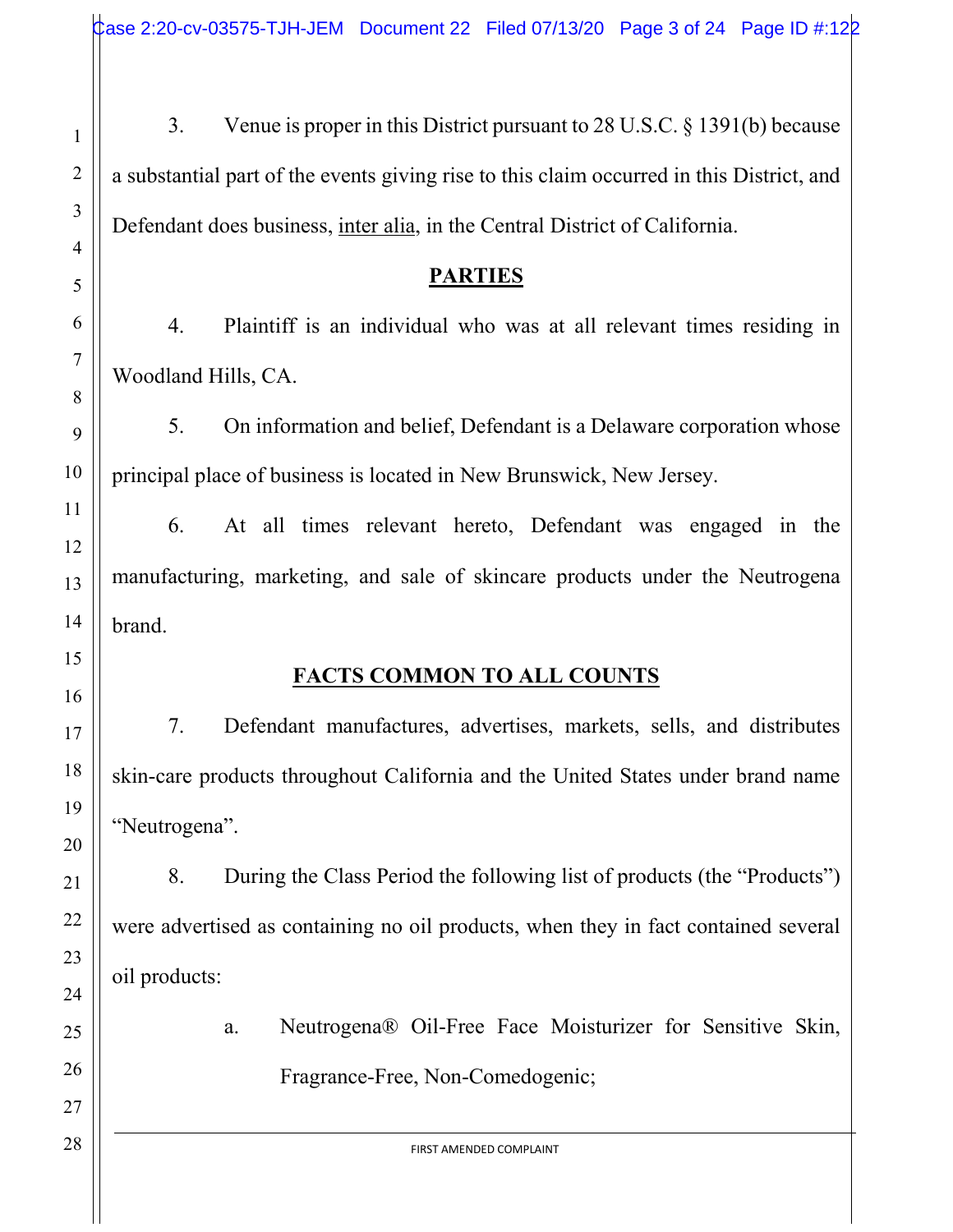3. Venue is proper in this District pursuant to 28 U.S.C. § 1391(b) because a substantial part of the events giving rise to this claim occurred in this District, and Defendant does business, inter alia, in the Central District of California.

## PARTIES

4. Plaintiff is an individual who was at all relevant times residing in Woodland Hills, CA.

5. On information and belief, Defendant is a Delaware corporation whose principal place of business is located in New Brunswick, New Jersey.

6. At all times relevant hereto, Defendant was engaged in the manufacturing, marketing, and sale of skincare products under the Neutrogena brand.

## FACTS COMMON TO ALL COUNTS

7. Defendant manufactures, advertises, markets, sells, and distributes skin-care products throughout California and the United States under brand name "Neutrogena".

8. During the Class Period the following list of products (the "Products") were advertised as containing no oil products, when they in fact contained several oil products:

   a. Neutrogena® Oil-Free Face Moisturizer for Sensitive Skin, Fragrance-Free, Non-Comedogenic;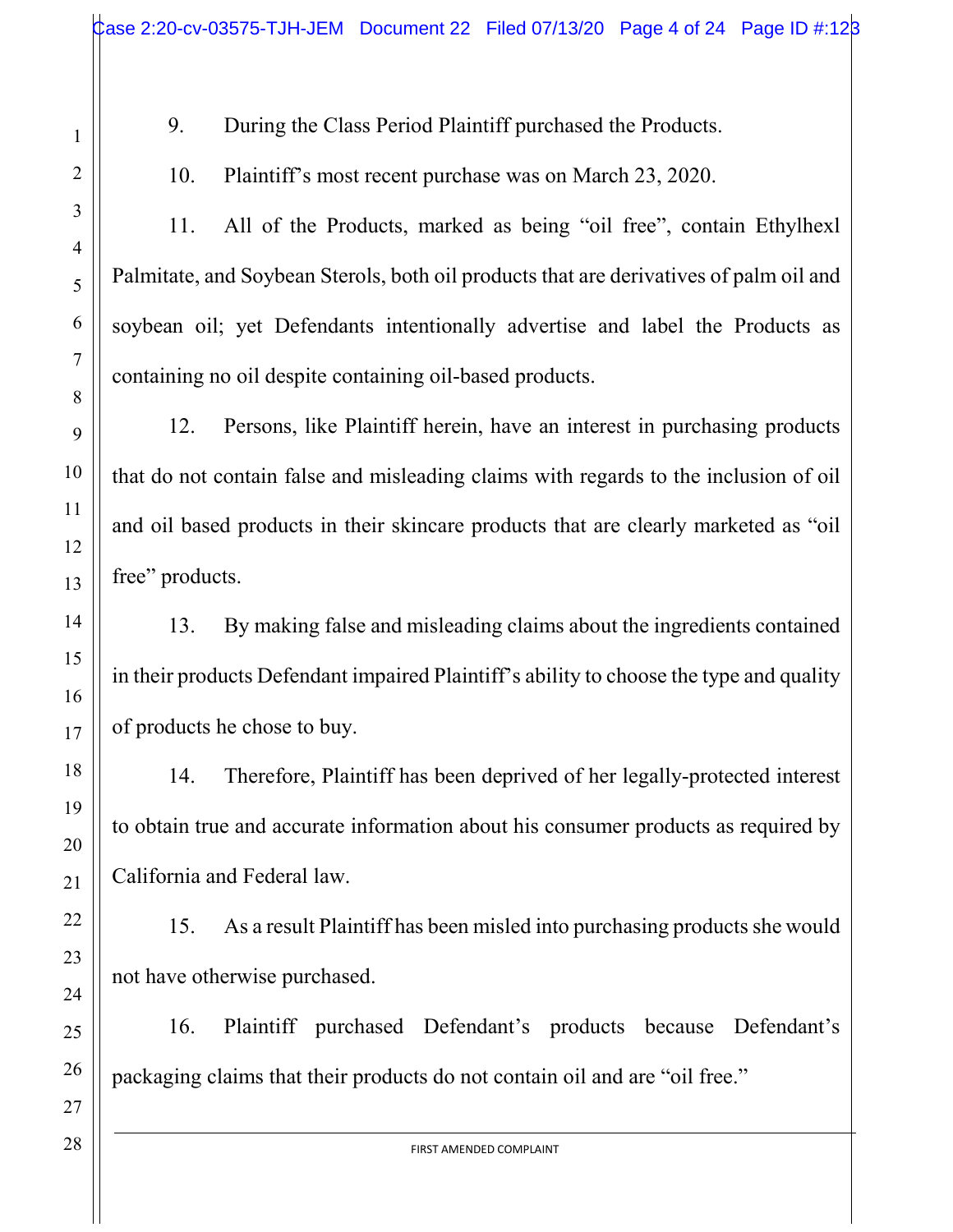9. During the Class Period Plaintiff purchased the Products.

10. Plaintiff's most recent purchase was on March 23, 2020.

11. All of the Products, marked as being "oil free", contain Ethylhexl Palmitate, and Soybean Sterols, both oil products that are derivatives of palm oil and soybean oil; yet Defendants intentionally advertise and label the Products as containing no oil despite containing oil-based products.

12. Persons, like Plaintiff herein, have an interest in purchasing products that do not contain false and misleading claims with regards to the inclusion of oil and oil based products in their skincare products that are clearly marketed as "oil free" products.

13. By making false and misleading claims about the ingredients contained in their products Defendant impaired Plaintiff's ability to choose the type and quality of products he chose to buy.

14. Therefore, Plaintiff has been deprived of her legally-protected interest to obtain true and accurate information about his consumer products as required by California and Federal law.

15. As a result Plaintiff has been misled into purchasing products she would not have otherwise purchased.

16. Plaintiff purchased Defendant's products because Defendant's packaging claims that their products do not contain oil and are "oil free."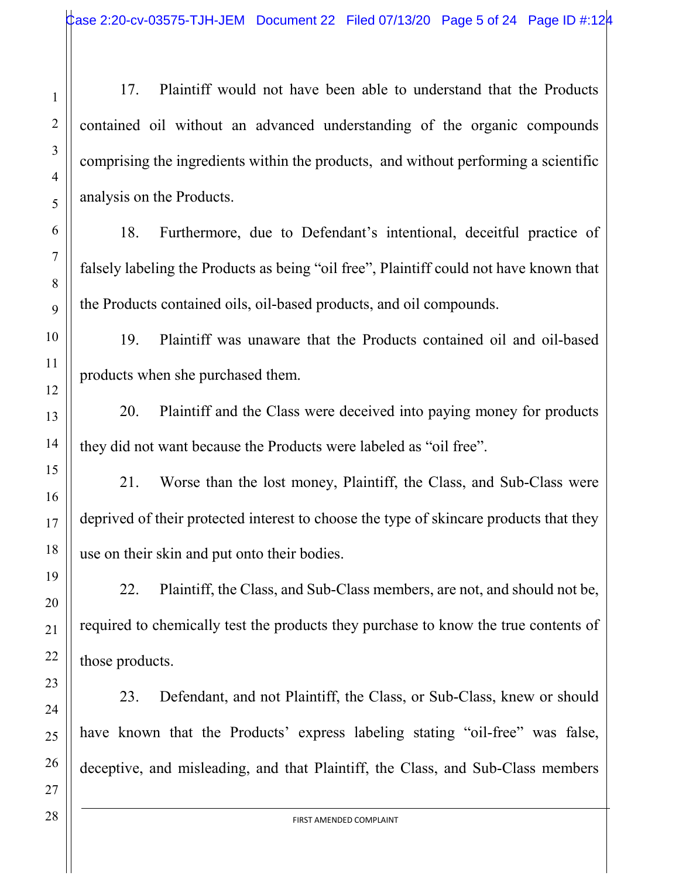17. Plaintiff would not have been able to understand that the Products contained oil without an advanced understanding of the organic compounds comprising the ingredients within the products, and without performing a scientific analysis on the Products.

18. Furthermore, due to Defendant's intentional, deceitful practice of falsely labeling the Products as being "oil free", Plaintiff could not have known that the Products contained oils, oil-based products, and oil compounds.

19. Plaintiff was unaware that the Products contained oil and oil-based products when she purchased them.

20. Plaintiff and the Class were deceived into paying money for products they did not want because the Products were labeled as "oil free".

21. Worse than the lost money, Plaintiff, the Class, and Sub-Class were deprived of their protected interest to choose the type of skincare products that they use on their skin and put onto their bodies.

22. Plaintiff, the Class, and Sub-Class members, are not, and should not be, required to chemically test the products they purchase to know the true contents of those products.

23. Defendant, and not Plaintiff, the Class, or Sub-Class, knew or should have known that the Products' express labeling stating "oil-free" was false, deceptive, and misleading, and that Plaintiff, the Class, and Sub-Class members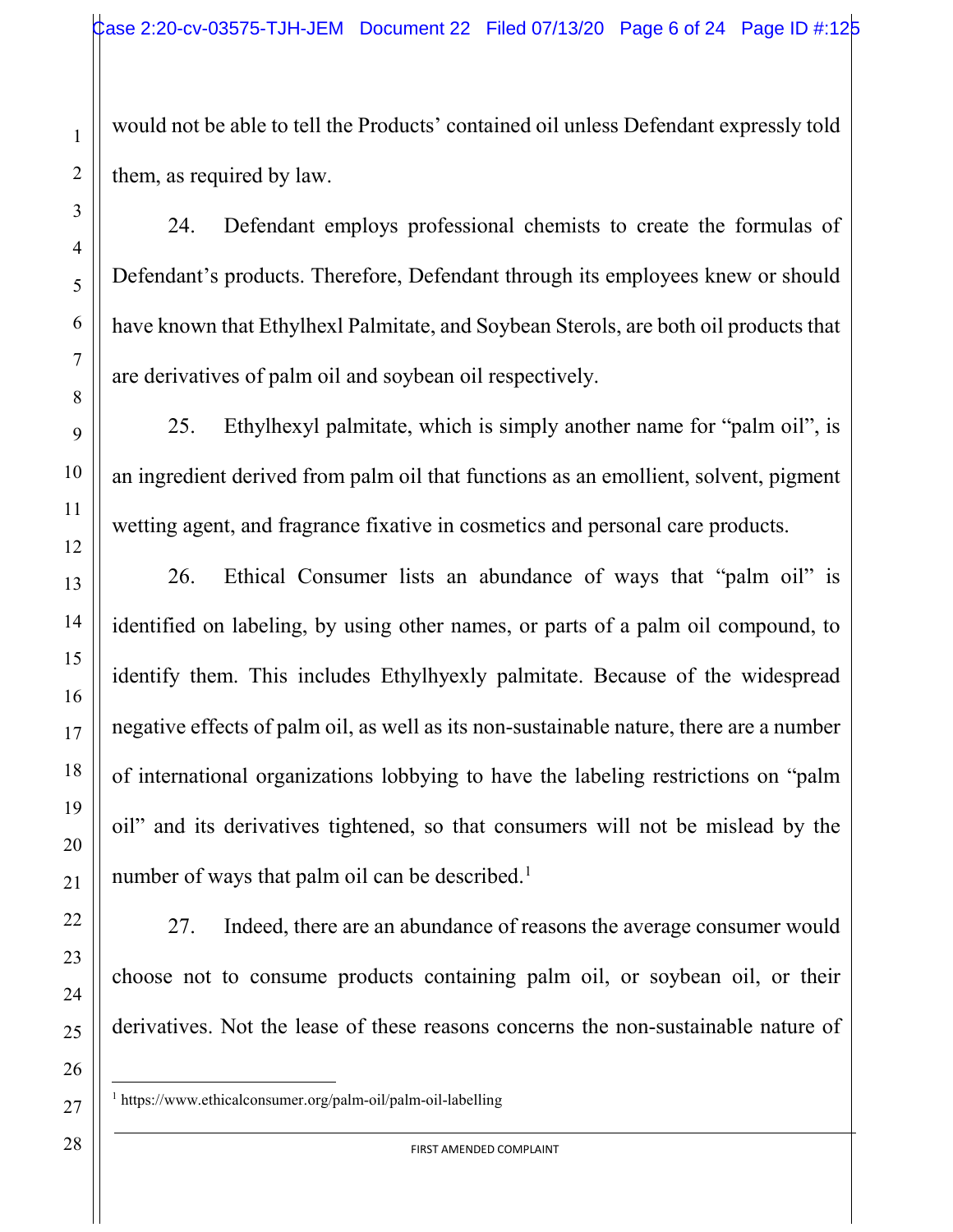would not be able to tell the Products' contained oil unless Defendant expressly told them, as required by law.

24. Defendant employs professional chemists to create the formulas of Defendant's products. Therefore, Defendant through its employees knew or should have known that Ethylhexl Palmitate, and Soybean Sterols, are both oil products that are derivatives of palm oil and soybean oil respectively.

25. Ethylhexyl palmitate, which is simply another name for "palm oil", is an ingredient derived from palm oil that functions as an emollient, solvent, pigment wetting agent, and fragrance fixative in cosmetics and personal care products.

26. Ethical Consumer lists an abundance of ways that "palm oil" is identified on labeling, by using other names, or parts of a palm oil compound, to identify them. This includes Ethylhyexly palmitate. Because of the widespread negative effects of palm oil, as well as its non-sustainable nature, there are a number of international organizations lobbying to have the labeling restrictions on "palm oil" and its derivatives tightened, so that consumers will not be mislead by the number of ways that palm oil can be described.[1]

27. Indeed, there are an abundance of reasons the average consumer would choose not to consume products containing palm oil, or soybean oil, or their derivatives. Not the lease of these reasons concerns the non-sustainable nature of

[1] https://www.ethicalconsumer.org/palm-oil/palm-oil-labelling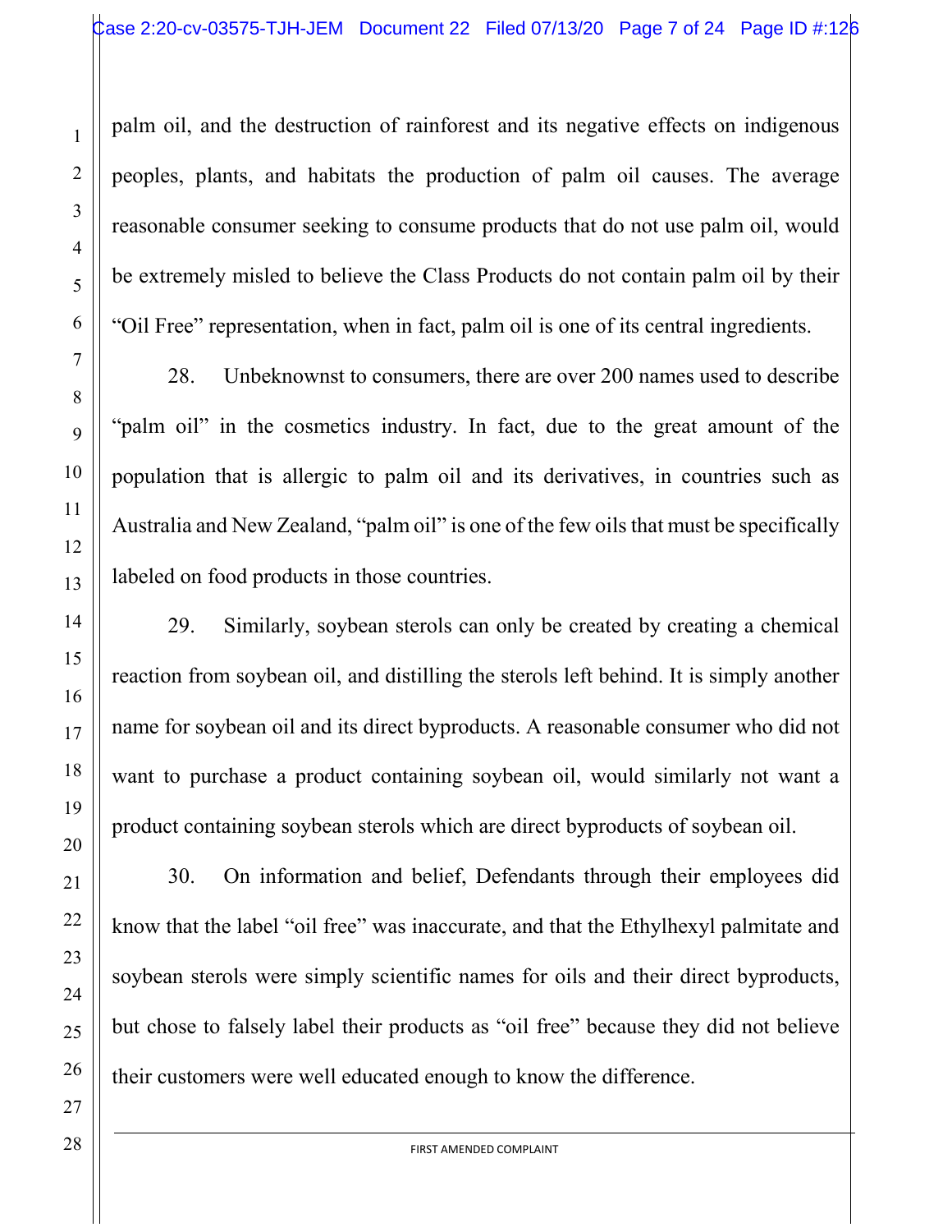palm oil, and the destruction of rainforest and its negative effects on indigenous peoples, plants, and habitats the production of palm oil causes. The average reasonable consumer seeking to consume products that do not use palm oil, would be extremely misled to believe the Class Products do not contain palm oil by their "Oil Free" representation, when in fact, palm oil is one of its central ingredients.

28. Unbeknownst to consumers, there are over 200 names used to describe "palm oil" in the cosmetics industry. In fact, due to the great amount of the population that is allergic to palm oil and its derivatives, in countries such as Australia and New Zealand, "palm oil" is one of the few oils that must be specifically labeled on food products in those countries.

29. Similarly, soybean sterols can only be created by creating a chemical reaction from soybean oil, and distilling the sterols left behind. It is simply another name for soybean oil and its direct byproducts. A reasonable consumer who did not want to purchase a product containing soybean oil, would similarly not want a product containing soybean sterols which are direct byproducts of soybean oil.

30. On information and belief, Defendants through their employees did know that the label "oil free" was inaccurate, and that the Ethylhexyl palmitate and soybean sterols were simply scientific names for oils and their direct byproducts, but chose to falsely label their products as "oil free" because they did not believe their customers were well educated enough to know the difference.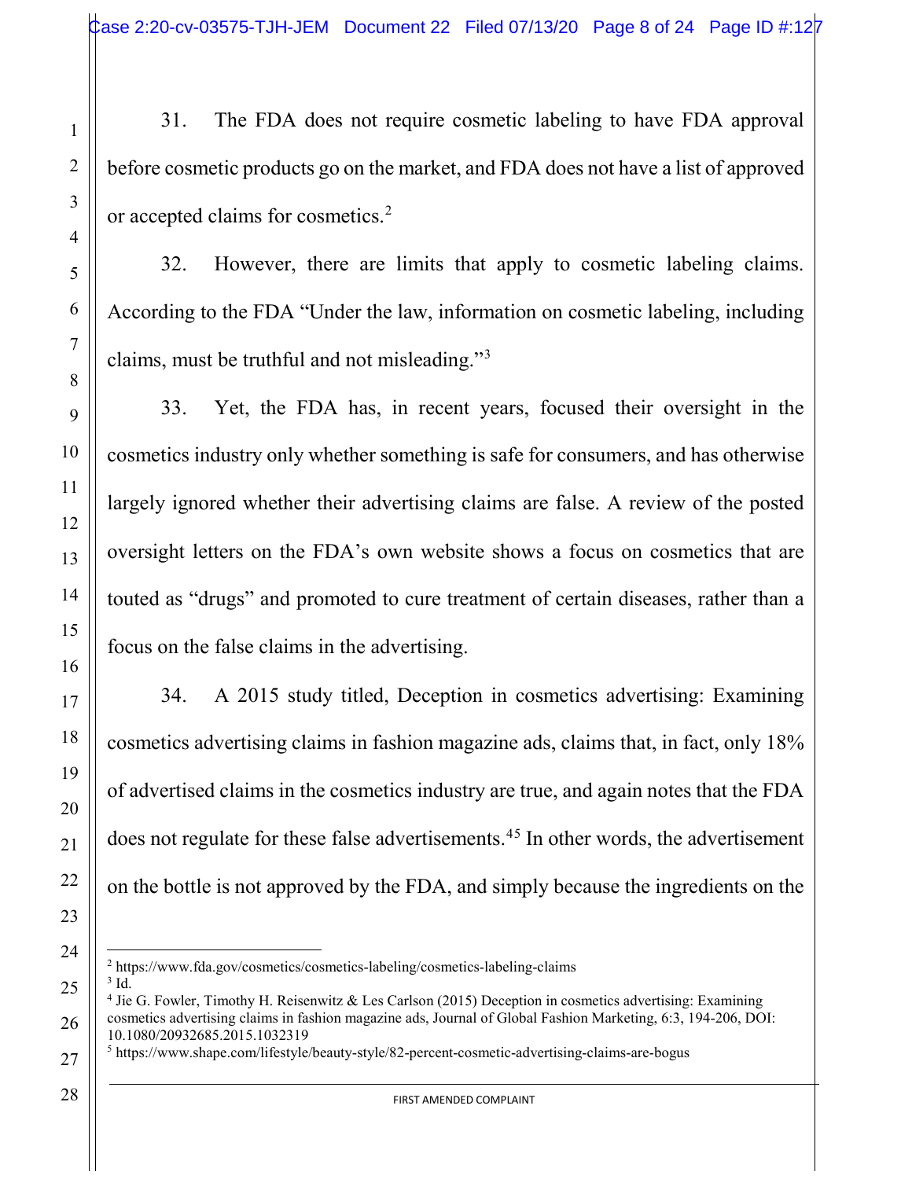31. The FDA does not require cosmetic labeling to have FDA approval before cosmetic products go on the market, and FDA does not have a list of approved or accepted claims for cosmetics.[2]

32. However, there are limits that apply to cosmetic labeling claims. According to the FDA "Under the law, information on cosmetic labeling, including claims, must be truthful and not misleading."[3]

33. Yet, the FDA has, in recent years, focused their oversight in the cosmetics industry only whether something is safe for consumers, and has otherwise largely ignored whether their advertising claims are false. A review of the posted oversight letters on the FDA's own website shows a focus on cosmetics that are touted as "drugs" and promoted to cure treatment of certain diseases, rather than a focus on the false claims in the advertising.

34. A 2015 study titled, Deception in cosmetics advertising: Examining cosmetics advertising claims in fashion magazine ads, claims that, in fact, only 18% of advertised claims in the cosmetics industry are true, and again notes that the FDA does not regulate for these false advertisements.[4][5] In other words, the advertisement on the bottle is not approved by the FDA, and simply because the ingredients on the

---

[2] https://www.fda.gov/cosmetics/cosmetics-labeling/cosmetics-labeling-claims

[3] Id.

[4] Jie G. Fowler, Timothy H. Reisenwitz & Les Carlson (2015) Deception in cosmetics advertising: Examining cosmetics advertising claims in fashion magazine ads, Journal of Global Fashion Marketing, 6:3, 194-206, DOI: 10.1080/20932685.2015.1032319

[5] https://www.shape.com/lifestyle/beauty-style/82-percent-cosmetic-advertising-claims-are-bogus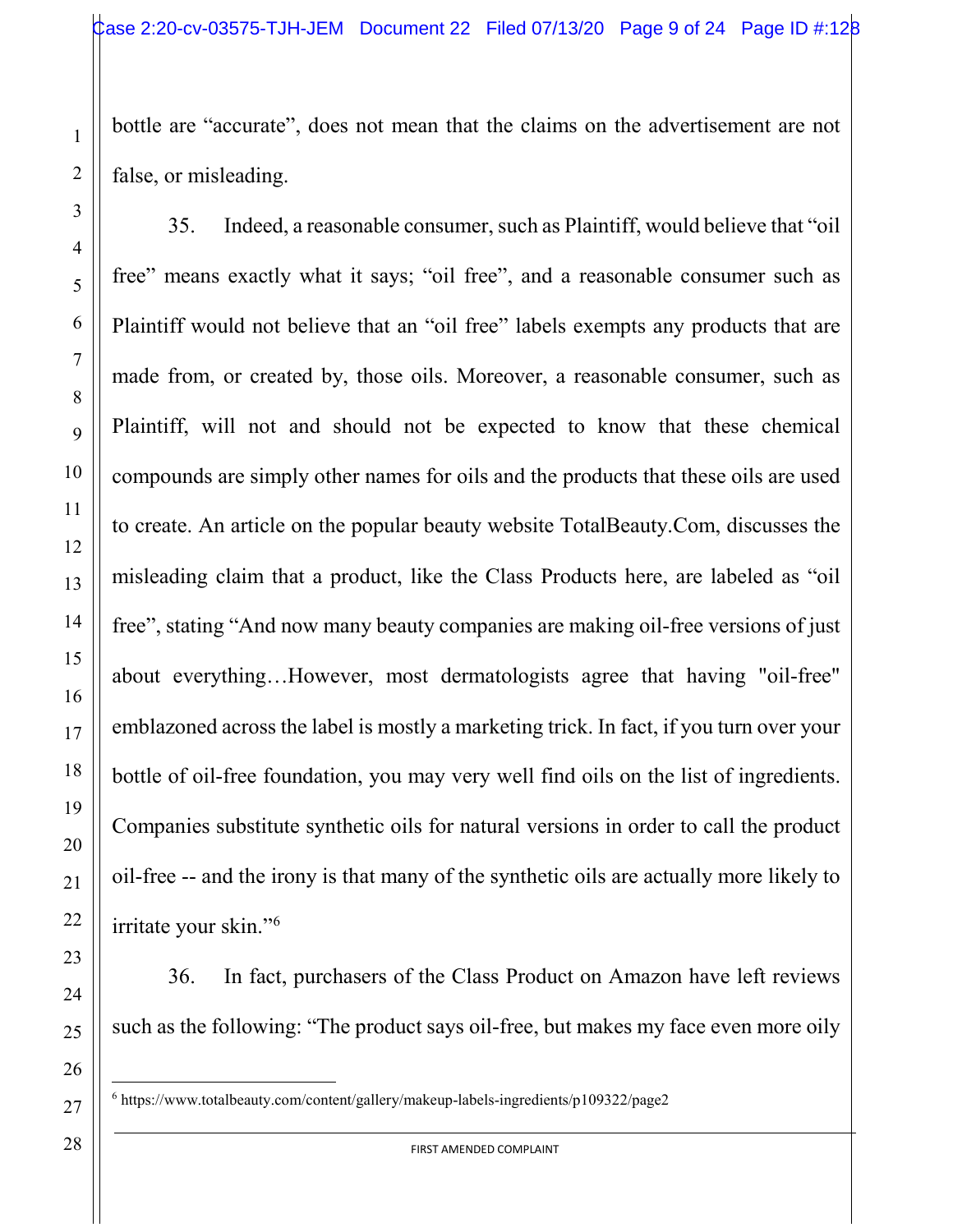bottle are "accurate", does not mean that the claims on the advertisement are not false, or misleading.

35. Indeed, a reasonable consumer, such as Plaintiff, would believe that "oil free" means exactly what it says; "oil free", and a reasonable consumer such as Plaintiff would not believe that an "oil free" labels exempts any products that are made from, or created by, those oils. Moreover, a reasonable consumer, such as Plaintiff, will not and should not be expected to know that these chemical compounds are simply other names for oils and the products that these oils are used to create. An article on the popular beauty website TotalBeauty.Com, discusses the misleading claim that a product, like the Class Products here, are labeled as "oil free", stating "And now many beauty companies are making oil-free versions of just about everything…However, most dermatologists agree that having "oil-free" emblazoned across the label is mostly a marketing trick. In fact, if you turn over your bottle of oil-free foundation, you may very well find oils on the list of ingredients. Companies substitute synthetic oils for natural versions in order to call the product oil-free -- and the irony is that many of the synthetic oils are actually more likely to irritate your skin."[6]

36. In fact, purchasers of the Class Product on Amazon have left reviews such as the following: "The product says oil-free, but makes my face even more oily

---

[6] https://www.totalbeauty.com/content/gallery/makeup-labels-ingredients/p109322/page2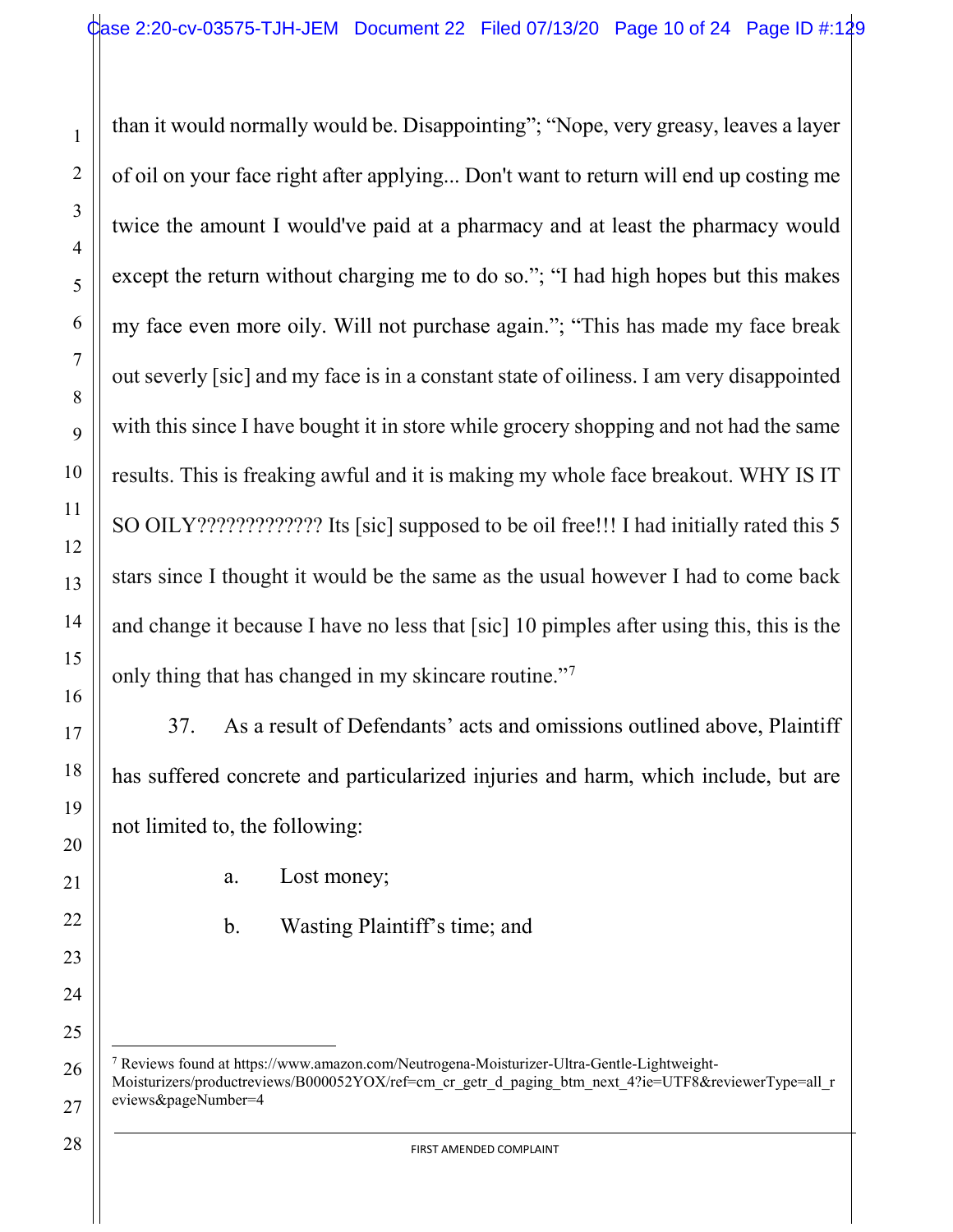than it would normally would be. Disappointing"; "Nope, very greasy, leaves a layer of oil on your face right after applying... Don't want to return will end up costing me twice the amount I would've paid at a pharmacy and at least the pharmacy would except the return without charging me to do so."; "I had high hopes but this makes my face even more oily. Will not purchase again."; "This has made my face break out severly [sic] and my face is in a constant state of oiliness. I am very disappointed with this since I have bought it in store while grocery shopping and not had the same results. This is freaking awful and it is making my whole face breakout. WHY IS IT SO OILY????????????? Its [sic] supposed to be oil free!!! I had initially rated this 5 stars since I thought it would be the same as the usual however I had to come back and change it because I have no less that [sic] 10 pimples after using this, this is the only thing that has changed in my skincare routine."[7]

37. As a result of Defendants' acts and omissions outlined above, Plaintiff has suffered concrete and particularized injuries and harm, which include, but are not limited to, the following:

a. Lost money;

b. Wasting Plaintiff's time; and

[7] Reviews found at https://www.amazon.com/Neutrogena-Moisturizer-Ultra-Gentle-Lightweight-Moisturizers/productreviews/B000052YOX/ref=cm_cr_getr_d_paging_btm_next_4?ie=UTF8&reviewerType=all_reviews&pageNumber=4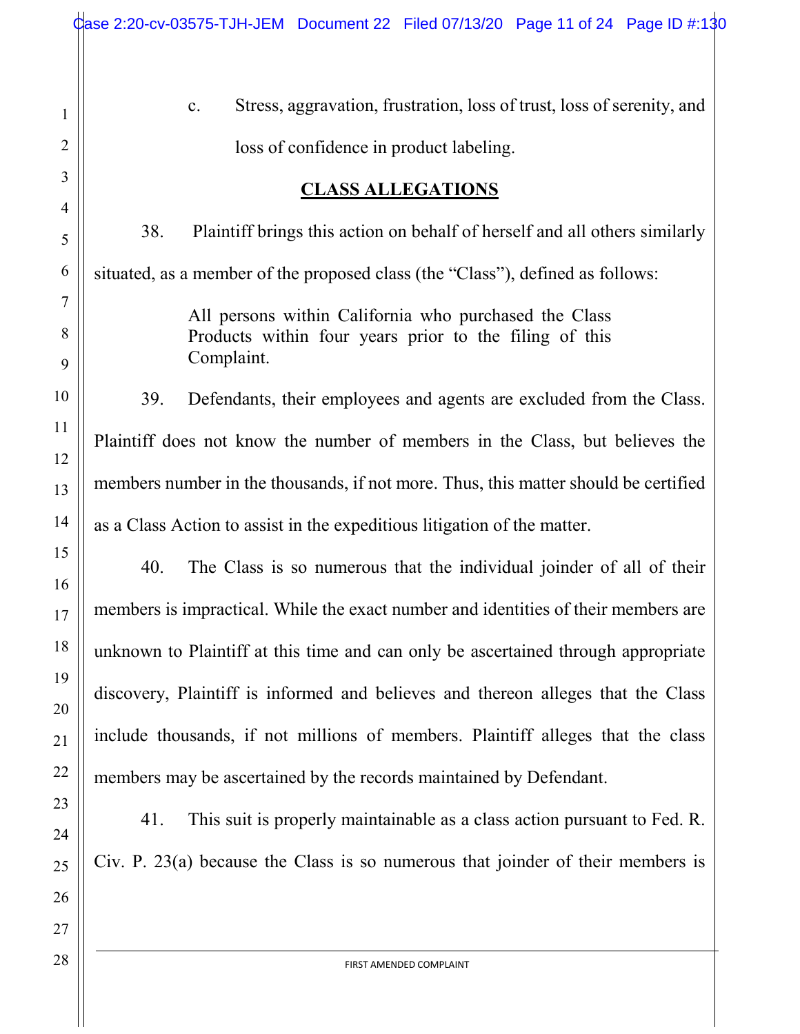c. Stress, aggravation, frustration, loss of trust, loss of serenity, and loss of confidence in product labeling.

## CLASS ALLEGATIONS

38. Plaintiff brings this action on behalf of herself and all others similarly situated, as a member of the proposed class (the "Class"), defined as follows:

> All persons within California who purchased the Class Products within four years prior to the filing of this Complaint.

39. Defendants, their employees and agents are excluded from the Class. Plaintiff does not know the number of members in the Class, but believes the members number in the thousands, if not more. Thus, this matter should be certified as a Class Action to assist in the expeditious litigation of the matter.

40. The Class is so numerous that the individual joinder of all of their members is impractical. While the exact number and identities of their members are unknown to Plaintiff at this time and can only be ascertained through appropriate discovery, Plaintiff is informed and believes and thereon alleges that the Class include thousands, if not millions of members. Plaintiff alleges that the class members may be ascertained by the records maintained by Defendant.

41. This suit is properly maintainable as a class action pursuant to Fed. R. Civ. P. 23(a) because the Class is so numerous that joinder of their members is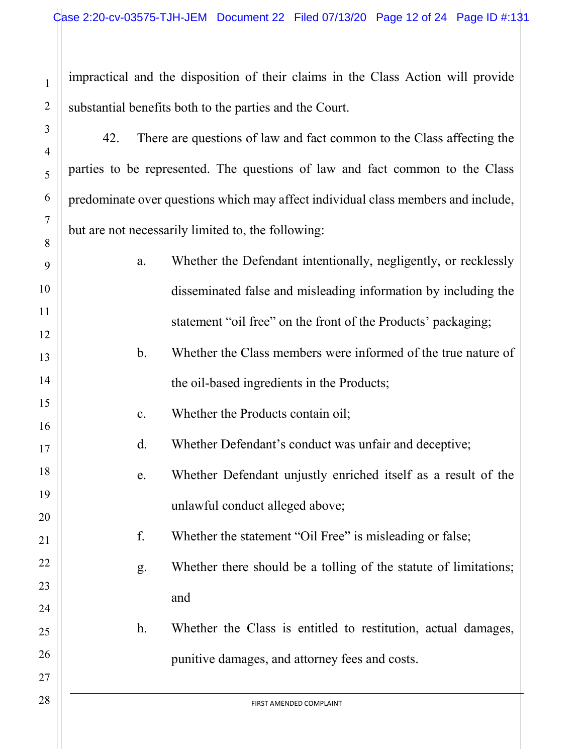impractical and the disposition of their claims in the Class Action will provide substantial benefits both to the parties and the Court.

42. There are questions of law and fact common to the Class affecting the parties to be represented. The questions of law and fact common to the Class predominate over questions which may affect individual class members and include, but are not necessarily limited to, the following:

a. Whether the Defendant intentionally, negligently, or recklessly disseminated false and misleading information by including the statement "oil free" on the front of the Products' packaging;

b. Whether the Class members were informed of the true nature of the oil-based ingredients in the Products;

c. Whether the Products contain oil;

d. Whether Defendant's conduct was unfair and deceptive;

e. Whether Defendant unjustly enriched itself as a result of the unlawful conduct alleged above;

f. Whether the statement "Oil Free" is misleading or false;

g. Whether there should be a tolling of the statute of limitations; and

h. Whether the Class is entitled to restitution, actual damages, punitive damages, and attorney fees and costs.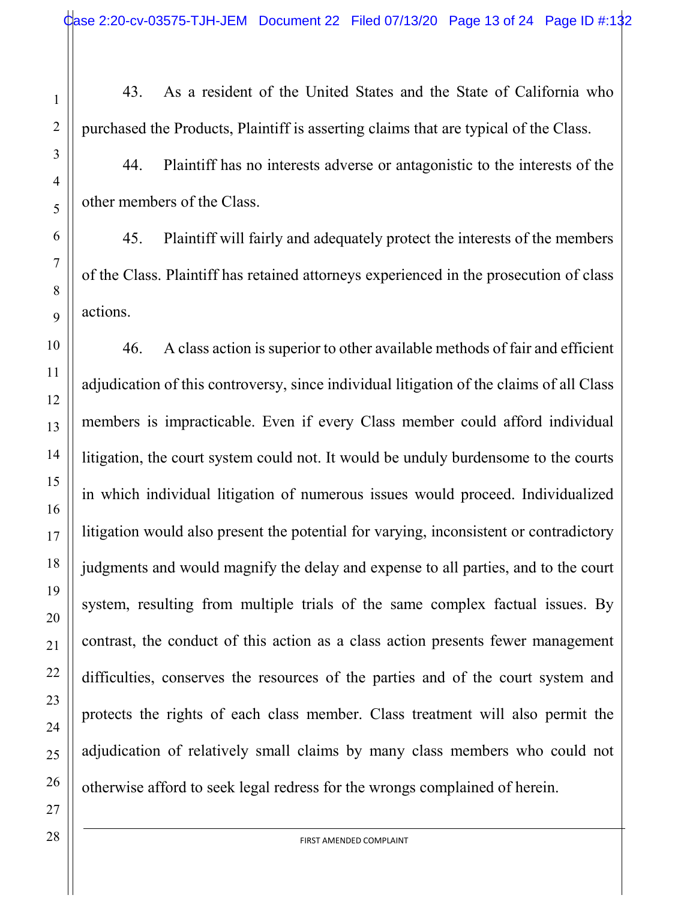43. As a resident of the United States and the State of California who purchased the Products, Plaintiff is asserting claims that are typical of the Class.

44. Plaintiff has no interests adverse or antagonistic to the interests of the other members of the Class.

45. Plaintiff will fairly and adequately protect the interests of the members of the Class. Plaintiff has retained attorneys experienced in the prosecution of class actions.

46. A class action is superior to other available methods of fair and efficient adjudication of this controversy, since individual litigation of the claims of all Class members is impracticable. Even if every Class member could afford individual litigation, the court system could not. It would be unduly burdensome to the courts in which individual litigation of numerous issues would proceed. Individualized litigation would also present the potential for varying, inconsistent or contradictory judgments and would magnify the delay and expense to all parties, and to the court system, resulting from multiple trials of the same complex factual issues. By contrast, the conduct of this action as a class action presents fewer management difficulties, conserves the resources of the parties and of the court system and protects the rights of each class member. Class treatment will also permit the adjudication of relatively small claims by many class members who could not otherwise afford to seek legal redress for the wrongs complained of herein.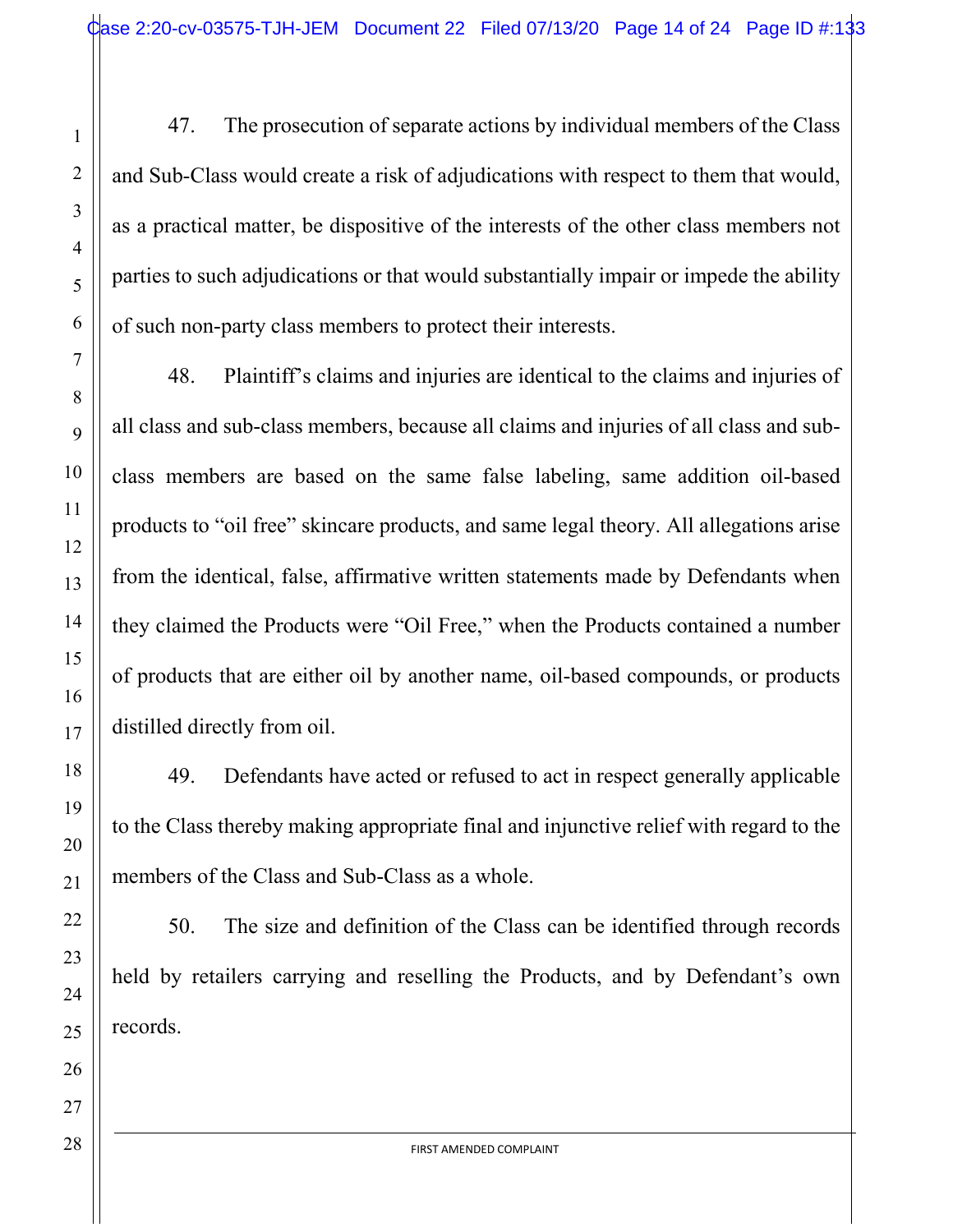47. The prosecution of separate actions by individual members of the Class and Sub-Class would create a risk of adjudications with respect to them that would, as a practical matter, be dispositive of the interests of the other class members not parties to such adjudications or that would substantially impair or impede the ability of such non-party class members to protect their interests.

48. Plaintiff's claims and injuries are identical to the claims and injuries of all class and sub-class members, because all claims and injuries of all class and sub-class members are based on the same false labeling, same addition oil-based products to "oil free" skincare products, and same legal theory. All allegations arise from the identical, false, affirmative written statements made by Defendants when they claimed the Products were "Oil Free," when the Products contained a number of products that are either oil by another name, oil-based compounds, or products distilled directly from oil.

49. Defendants have acted or refused to act in respect generally applicable to the Class thereby making appropriate final and injunctive relief with regard to the members of the Class and Sub-Class as a whole.

50. The size and definition of the Class can be identified through records held by retailers carrying and reselling the Products, and by Defendant's own records.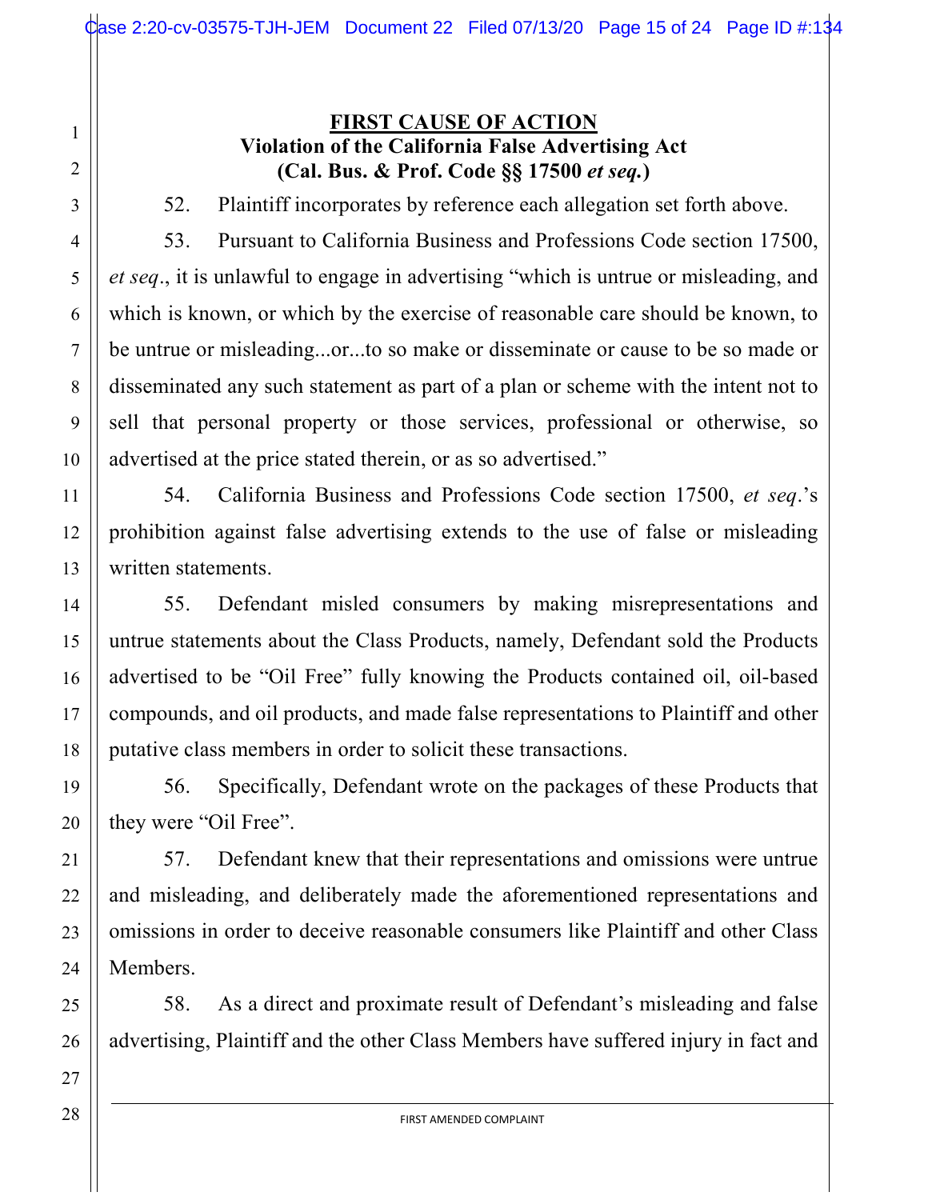**FIRST CAUSE OF ACTION**

**Violation of the California False Advertising Act**
**(Cal. Bus. & Prof. Code §§ 17500 *et seq.*)**

52. Plaintiff incorporates by reference each allegation set forth above.

53. Pursuant to California Business and Professions Code section 17500, *et seq*., it is unlawful to engage in advertising "which is untrue or misleading, and which is known, or which by the exercise of reasonable care should be known, to be untrue or misleading...or...to so make or disseminate or cause to be so made or disseminated any such statement as part of a plan or scheme with the intent not to sell that personal property or those services, professional or otherwise, so advertised at the price stated therein, or as so advertised."

54. California Business and Professions Code section 17500, *et seq*.'s prohibition against false advertising extends to the use of false or misleading written statements.

55. Defendant misled consumers by making misrepresentations and untrue statements about the Class Products, namely, Defendant sold the Products advertised to be "Oil Free" fully knowing the Products contained oil, oil-based compounds, and oil products, and made false representations to Plaintiff and other putative class members in order to solicit these transactions.

56. Specifically, Defendant wrote on the packages of these Products that they were "Oil Free".

57. Defendant knew that their representations and omissions were untrue and misleading, and deliberately made the aforementioned representations and omissions in order to deceive reasonable consumers like Plaintiff and other Class Members.

58. As a direct and proximate result of Defendant's misleading and false advertising, Plaintiff and the other Class Members have suffered injury in fact and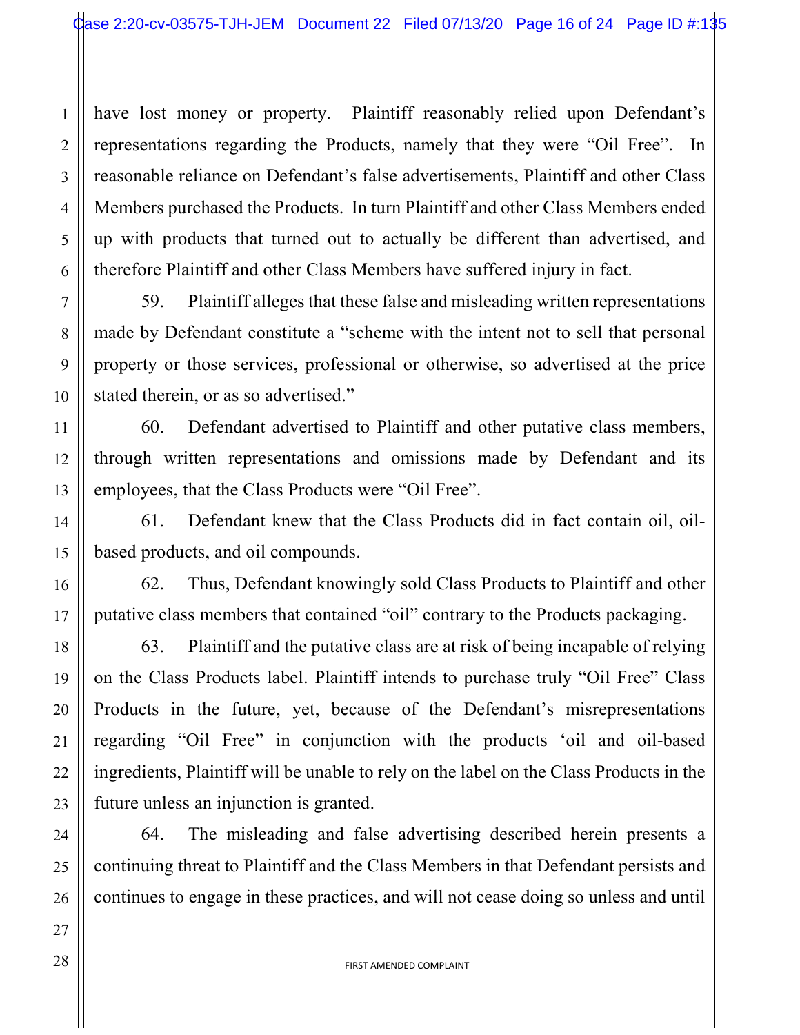have lost money or property. Plaintiff reasonably relied upon Defendant's representations regarding the Products, namely that they were "Oil Free". In reasonable reliance on Defendant's false advertisements, Plaintiff and other Class Members purchased the Products. In turn Plaintiff and other Class Members ended up with products that turned out to actually be different than advertised, and therefore Plaintiff and other Class Members have suffered injury in fact.

59. Plaintiff alleges that these false and misleading written representations made by Defendant constitute a "scheme with the intent not to sell that personal property or those services, professional or otherwise, so advertised at the price stated therein, or as so advertised."

60. Defendant advertised to Plaintiff and other putative class members, through written representations and omissions made by Defendant and its employees, that the Class Products were "Oil Free".

61. Defendant knew that the Class Products did in fact contain oil, oil-based products, and oil compounds.

62. Thus, Defendant knowingly sold Class Products to Plaintiff and other putative class members that contained "oil" contrary to the Products packaging.

63. Plaintiff and the putative class are at risk of being incapable of relying on the Class Products label. Plaintiff intends to purchase truly "Oil Free" Class Products in the future, yet, because of the Defendant's misrepresentations regarding "Oil Free" in conjunction with the products 'oil and oil-based ingredients, Plaintiff will be unable to rely on the label on the Class Products in the future unless an injunction is granted.

64. The misleading and false advertising described herein presents a continuing threat to Plaintiff and the Class Members in that Defendant persists and continues to engage in these practices, and will not cease doing so unless and until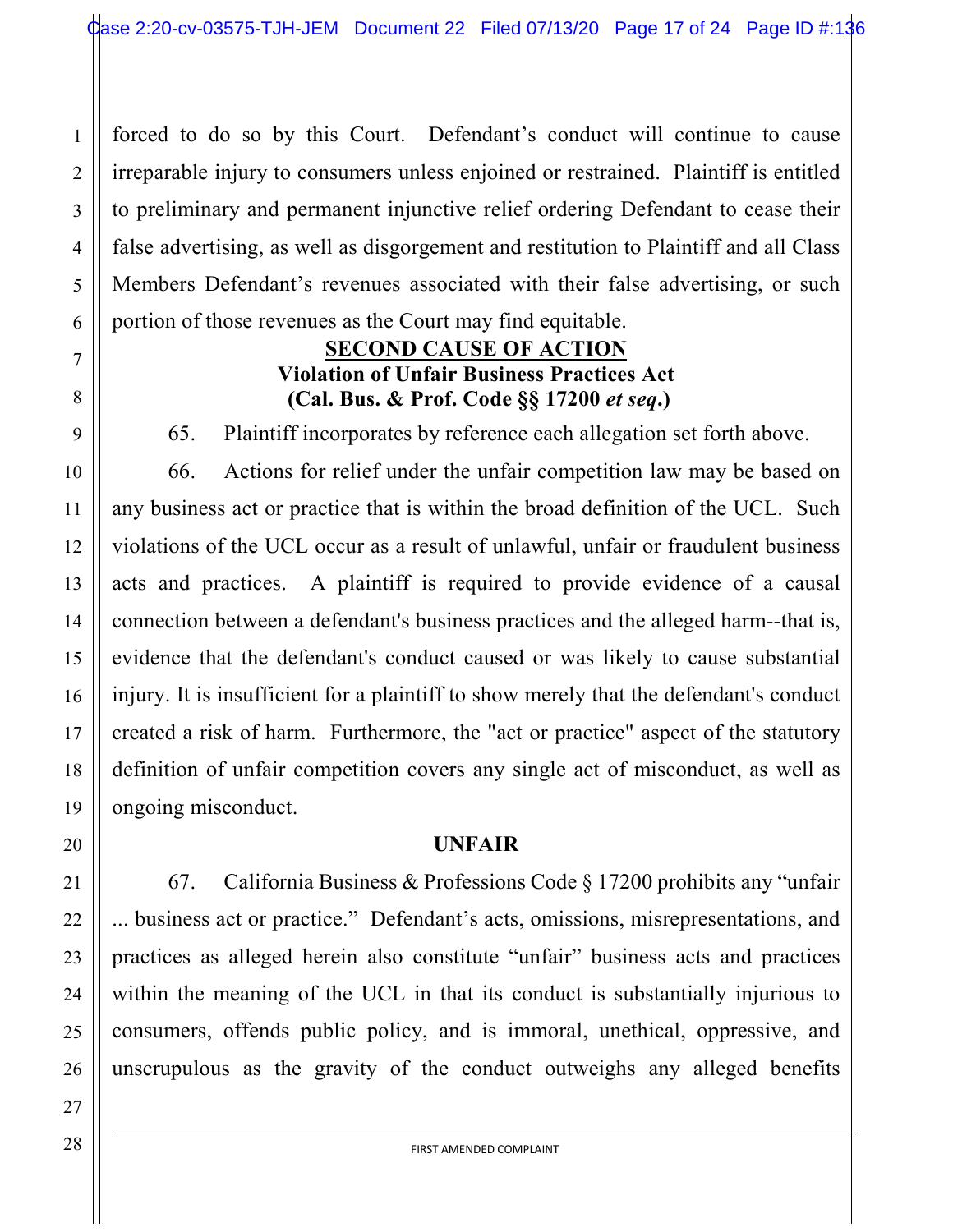forced to do so by this Court. Defendant's conduct will continue to cause irreparable injury to consumers unless enjoined or restrained. Plaintiff is entitled to preliminary and permanent injunctive relief ordering Defendant to cease their false advertising, as well as disgorgement and restitution to Plaintiff and all Class Members Defendant's revenues associated with their false advertising, or such portion of those revenues as the Court may find equitable.

## SECOND CAUSE OF ACTION
### Violation of Unfair Business Practices Act
### (Cal. Bus. & Prof. Code §§ 17200 *et seq.*)

65. Plaintiff incorporates by reference each allegation set forth above.

66. Actions for relief under the unfair competition law may be based on any business act or practice that is within the broad definition of the UCL. Such violations of the UCL occur as a result of unlawful, unfair or fraudulent business acts and practices. A plaintiff is required to provide evidence of a causal connection between a defendant's business practices and the alleged harm--that is, evidence that the defendant's conduct caused or was likely to cause substantial injury. It is insufficient for a plaintiff to show merely that the defendant's conduct created a risk of harm. Furthermore, the "act or practice" aspect of the statutory definition of unfair competition covers any single act of misconduct, as well as ongoing misconduct.

### UNFAIR

67. California Business & Professions Code § 17200 prohibits any "unfair ... business act or practice." Defendant's acts, omissions, misrepresentations, and practices as alleged herein also constitute "unfair" business acts and practices within the meaning of the UCL in that its conduct is substantially injurious to consumers, offends public policy, and is immoral, unethical, oppressive, and unscrupulous as the gravity of the conduct outweighs any alleged benefits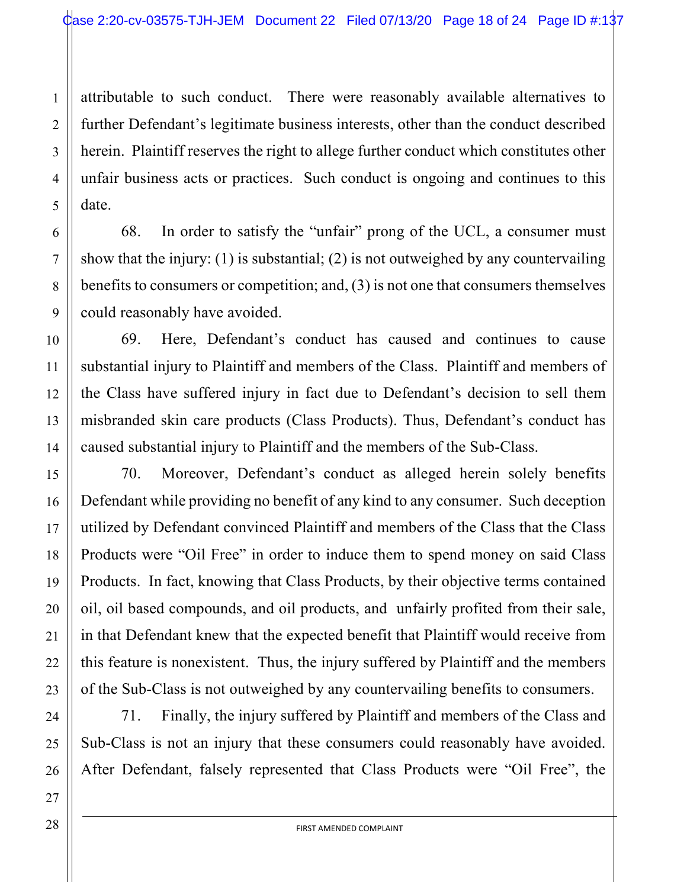attributable to such conduct. There were reasonably available alternatives to further Defendant's legitimate business interests, other than the conduct described herein. Plaintiff reserves the right to allege further conduct which constitutes other unfair business acts or practices. Such conduct is ongoing and continues to this date.

68. In order to satisfy the "unfair" prong of the UCL, a consumer must show that the injury: (1) is substantial; (2) is not outweighed by any countervailing benefits to consumers or competition; and, (3) is not one that consumers themselves could reasonably have avoided.

69. Here, Defendant's conduct has caused and continues to cause substantial injury to Plaintiff and members of the Class. Plaintiff and members of the Class have suffered injury in fact due to Defendant's decision to sell them misbranded skin care products (Class Products). Thus, Defendant's conduct has caused substantial injury to Plaintiff and the members of the Sub-Class.

70. Moreover, Defendant's conduct as alleged herein solely benefits Defendant while providing no benefit of any kind to any consumer. Such deception utilized by Defendant convinced Plaintiff and members of the Class that the Class Products were "Oil Free" in order to induce them to spend money on said Class Products. In fact, knowing that Class Products, by their objective terms contained oil, oil based compounds, and oil products, and unfairly profited from their sale, in that Defendant knew that the expected benefit that Plaintiff would receive from this feature is nonexistent. Thus, the injury suffered by Plaintiff and the members of the Sub-Class is not outweighed by any countervailing benefits to consumers.

71. Finally, the injury suffered by Plaintiff and members of the Class and Sub-Class is not an injury that these consumers could reasonably have avoided. After Defendant, falsely represented that Class Products were "Oil Free", the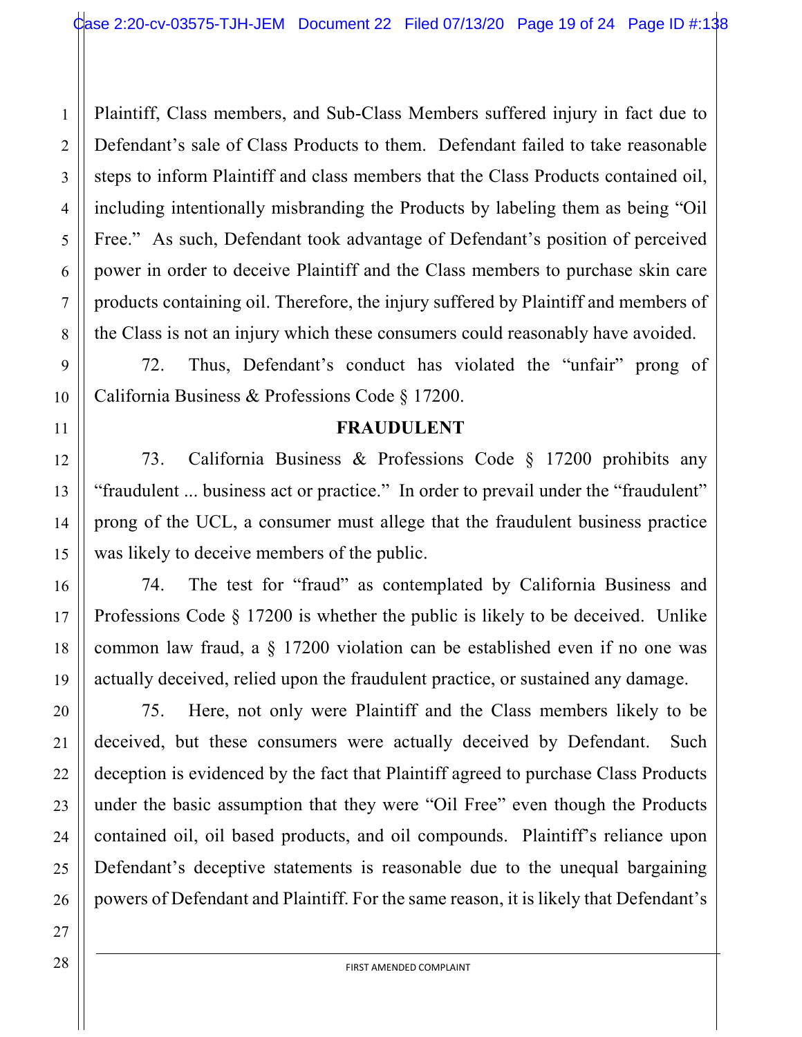Plaintiff, Class members, and Sub-Class Members suffered injury in fact due to Defendant's sale of Class Products to them. Defendant failed to take reasonable steps to inform Plaintiff and class members that the Class Products contained oil, including intentionally misbranding the Products by labeling them as being "Oil Free." As such, Defendant took advantage of Defendant's position of perceived power in order to deceive Plaintiff and the Class members to purchase skin care products containing oil. Therefore, the injury suffered by Plaintiff and members of the Class is not an injury which these consumers could reasonably have avoided.

72. Thus, Defendant's conduct has violated the "unfair" prong of California Business & Professions Code § 17200.

**FRAUDULENT**

73. California Business & Professions Code § 17200 prohibits any "fraudulent ... business act or practice." In order to prevail under the "fraudulent" prong of the UCL, a consumer must allege that the fraudulent business practice was likely to deceive members of the public.

74. The test for "fraud" as contemplated by California Business and Professions Code § 17200 is whether the public is likely to be deceived. Unlike common law fraud, a § 17200 violation can be established even if no one was actually deceived, relied upon the fraudulent practice, or sustained any damage.

75. Here, not only were Plaintiff and the Class members likely to be deceived, but these consumers were actually deceived by Defendant. Such deception is evidenced by the fact that Plaintiff agreed to purchase Class Products under the basic assumption that they were "Oil Free" even though the Products contained oil, oil based products, and oil compounds. Plaintiff's reliance upon Defendant's deceptive statements is reasonable due to the unequal bargaining powers of Defendant and Plaintiff. For the same reason, it is likely that Defendant's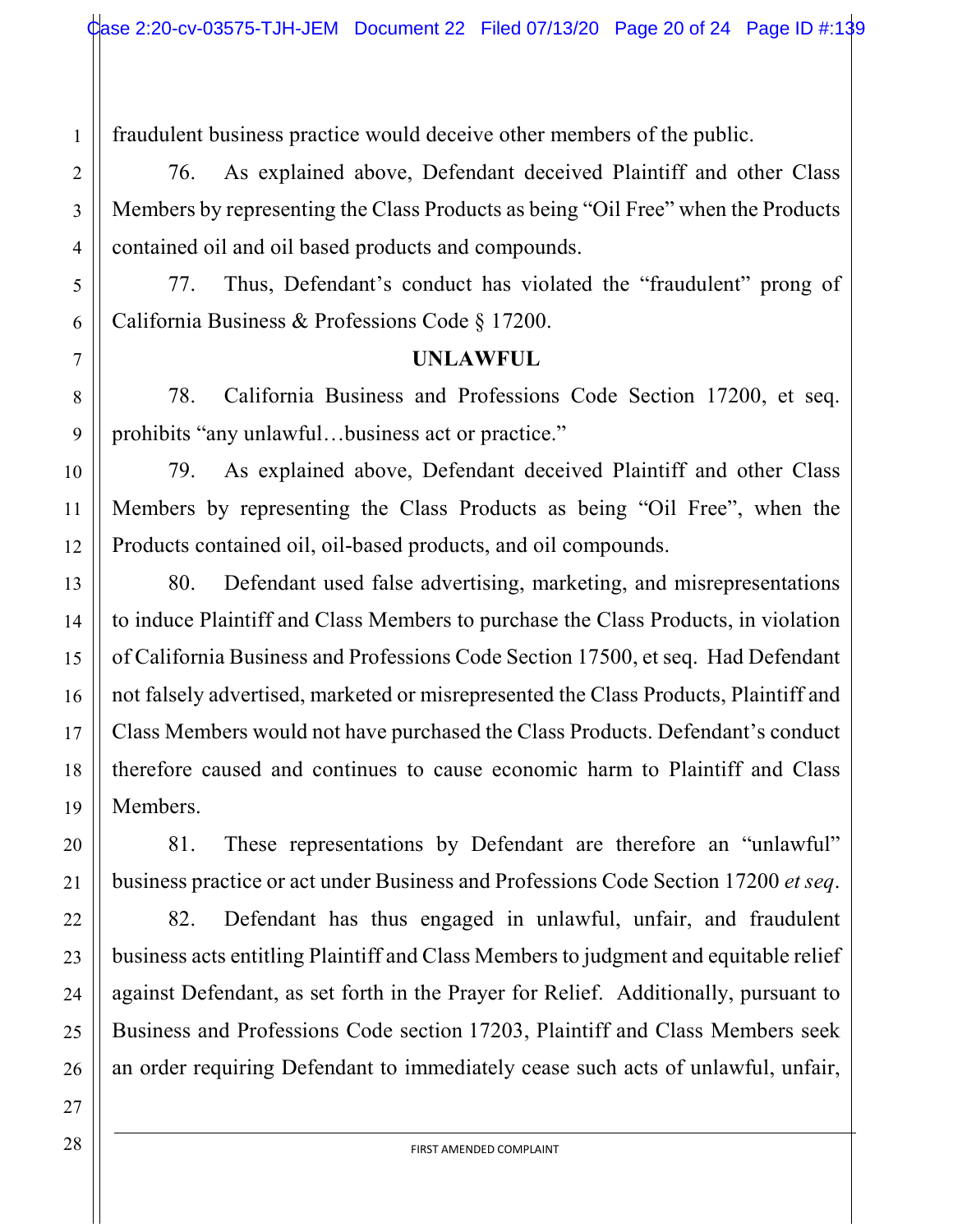fraudulent business practice would deceive other members of the public.

76. As explained above, Defendant deceived Plaintiff and other Class Members by representing the Class Products as being "Oil Free" when the Products contained oil and oil based products and compounds.

77. Thus, Defendant's conduct has violated the "fraudulent" prong of California Business & Professions Code § 17200.

**UNLAWFUL**

78. California Business and Professions Code Section 17200, et seq. prohibits "any unlawful…business act or practice."

79. As explained above, Defendant deceived Plaintiff and other Class Members by representing the Class Products as being "Oil Free", when the Products contained oil, oil-based products, and oil compounds.

80. Defendant used false advertising, marketing, and misrepresentations to induce Plaintiff and Class Members to purchase the Class Products, in violation of California Business and Professions Code Section 17500, et seq. Had Defendant not falsely advertised, marketed or misrepresented the Class Products, Plaintiff and Class Members would not have purchased the Class Products. Defendant's conduct therefore caused and continues to cause economic harm to Plaintiff and Class Members.

81. These representations by Defendant are therefore an "unlawful" business practice or act under Business and Professions Code Section 17200 *et seq*.

82. Defendant has thus engaged in unlawful, unfair, and fraudulent business acts entitling Plaintiff and Class Members to judgment and equitable relief against Defendant, as set forth in the Prayer for Relief. Additionally, pursuant to Business and Professions Code section 17203, Plaintiff and Class Members seek an order requiring Defendant to immediately cease such acts of unlawful, unfair,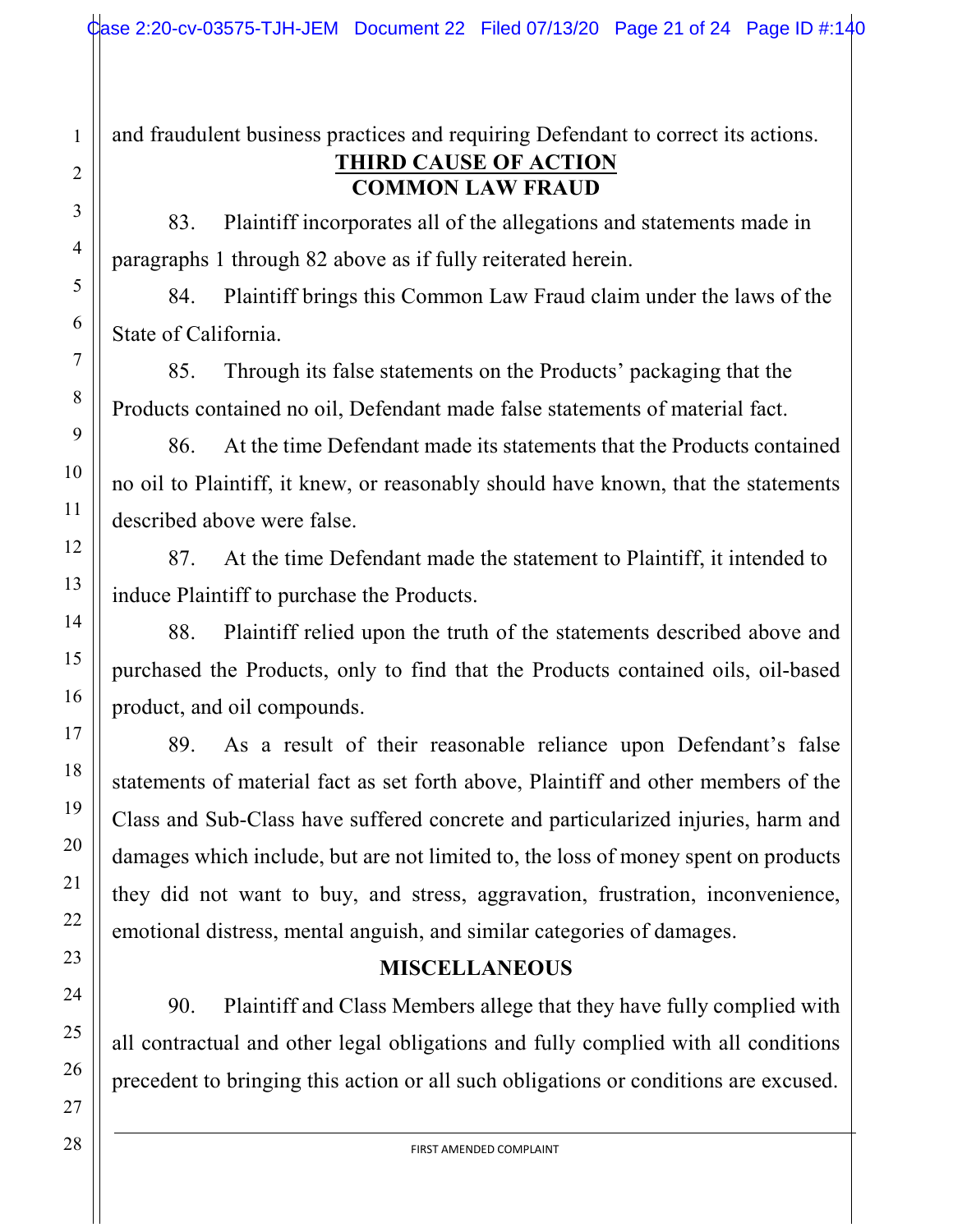and fraudulent business practices and requiring Defendant to correct its actions.

## THIRD CAUSE OF ACTION
## COMMON LAW FRAUD

83. Plaintiff incorporates all of the allegations and statements made in paragraphs 1 through 82 above as if fully reiterated herein.

84. Plaintiff brings this Common Law Fraud claim under the laws of the State of California.

85. Through its false statements on the Products' packaging that the Products contained no oil, Defendant made false statements of material fact.

86. At the time Defendant made its statements that the Products contained no oil to Plaintiff, it knew, or reasonably should have known, that the statements described above were false.

87. At the time Defendant made the statement to Plaintiff, it intended to induce Plaintiff to purchase the Products.

88. Plaintiff relied upon the truth of the statements described above and purchased the Products, only to find that the Products contained oils, oil-based product, and oil compounds.

89. As a result of their reasonable reliance upon Defendant's false statements of material fact as set forth above, Plaintiff and other members of the Class and Sub-Class have suffered concrete and particularized injuries, harm and damages which include, but are not limited to, the loss of money spent on products they did not want to buy, and stress, aggravation, frustration, inconvenience, emotional distress, mental anguish, and similar categories of damages.

## MISCELLANEOUS

90. Plaintiff and Class Members allege that they have fully complied with all contractual and other legal obligations and fully complied with all conditions precedent to bringing this action or all such obligations or conditions are excused.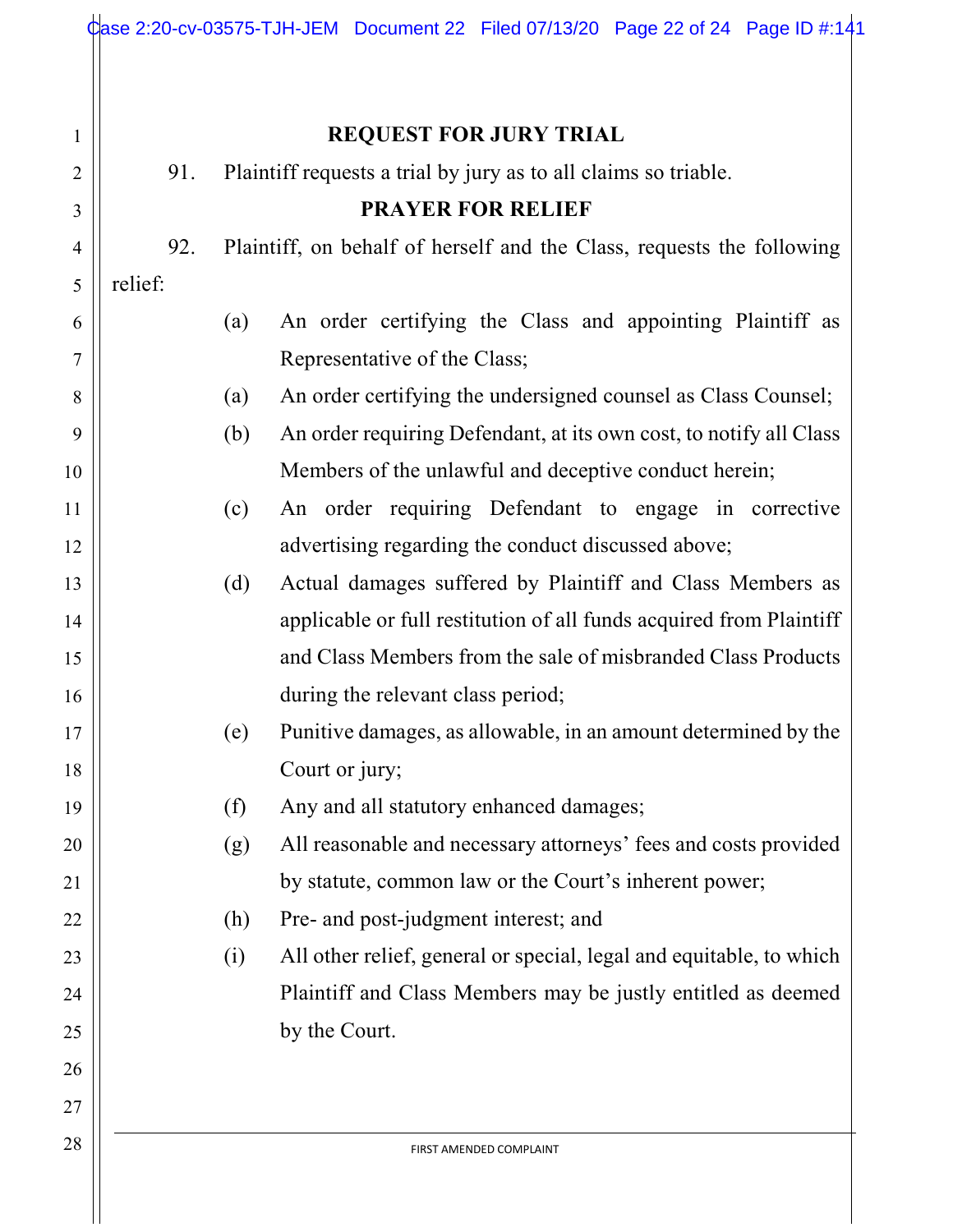## REQUEST FOR JURY TRIAL

91. Plaintiff requests a trial by jury as to all claims so triable.

## PRAYER FOR RELIEF

92. Plaintiff, on behalf of herself and the Class, requests the following relief:

(a) An order certifying the Class and appointing Plaintiff as Representative of the Class;

(a) An order certifying the undersigned counsel as Class Counsel;

(b) An order requiring Defendant, at its own cost, to notify all Class Members of the unlawful and deceptive conduct herein;

(c) An order requiring Defendant to engage in corrective advertising regarding the conduct discussed above;

(d) Actual damages suffered by Plaintiff and Class Members as applicable or full restitution of all funds acquired from Plaintiff and Class Members from the sale of misbranded Class Products during the relevant class period;

(e) Punitive damages, as allowable, in an amount determined by the Court or jury;

(f) Any and all statutory enhanced damages;

(g) All reasonable and necessary attorneys' fees and costs provided by statute, common law or the Court's inherent power;

(h) Pre- and post-judgment interest; and

(i) All other relief, general or special, legal and equitable, to which Plaintiff and Class Members may be justly entitled as deemed by the Court.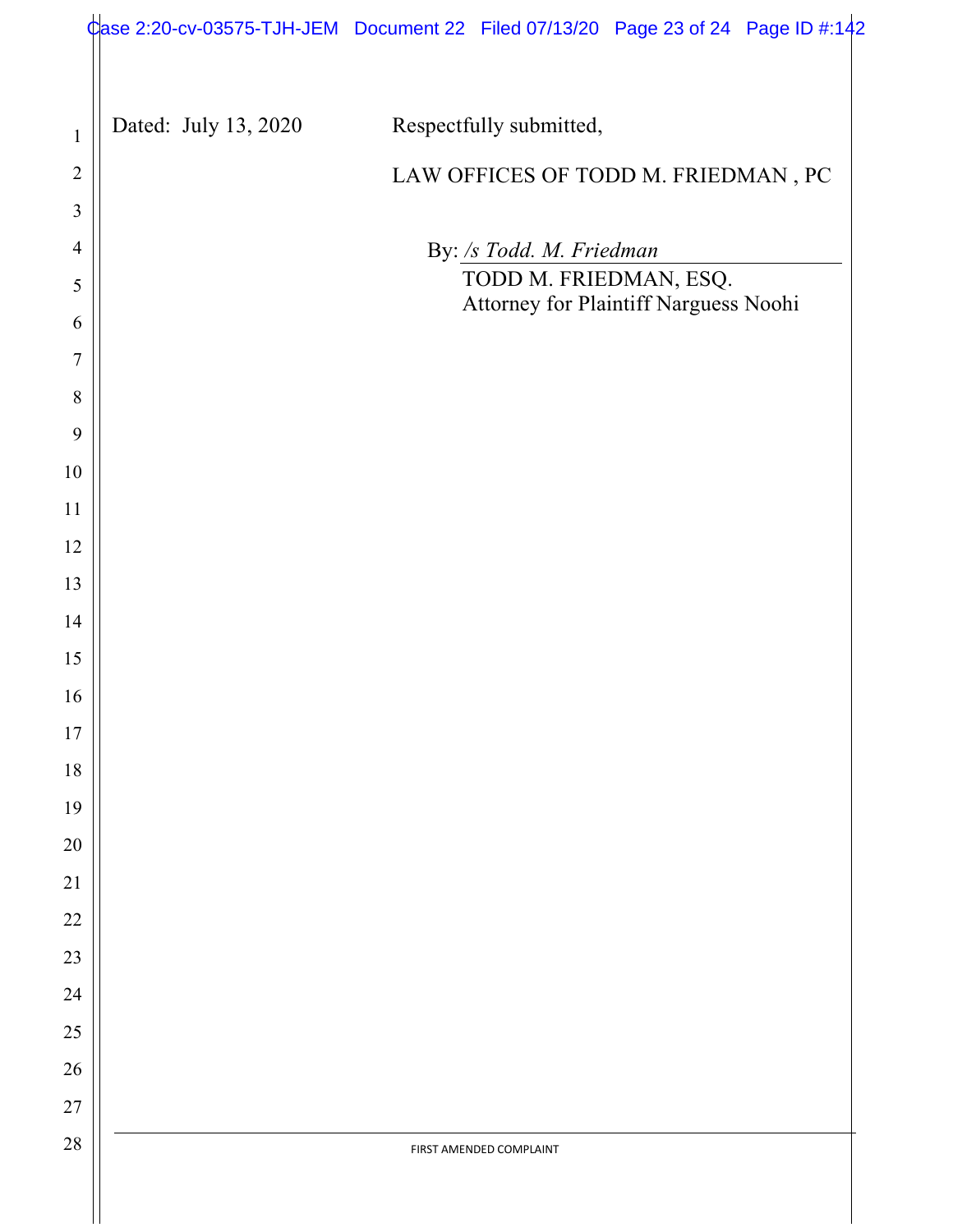Dated: July 13, 2020

Respectfully submitted,

LAW OFFICES OF TODD M. FRIEDMAN , PC

By: */s Todd. M. Friedman*

TODD M. FRIEDMAN, ESQ.
Attorney for Plaintiff Narguess Noohi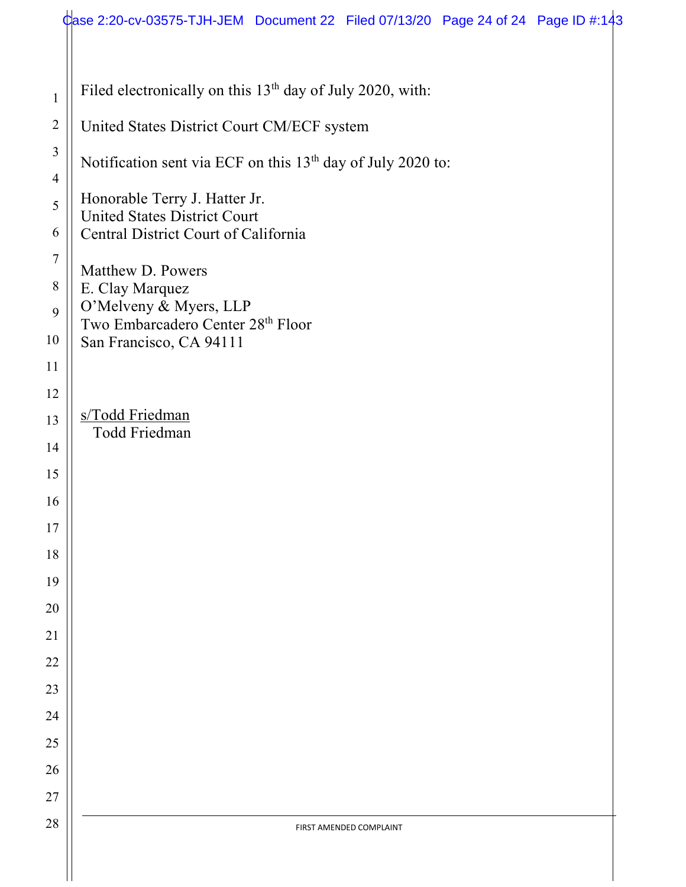Filed electronically on this 13th day of July 2020, with:

United States District Court CM/ECF system

Notification sent via ECF on this 13th day of July 2020 to:

Honorable Terry J. Hatter Jr.
United States District Court
Central District Court of California

Matthew D. Powers
E. Clay Marquez
O'Melveny & Myers, LLP
Two Embarcadero Center 28th Floor
San Francisco, CA 94111

s/Todd Friedman
Todd Friedman